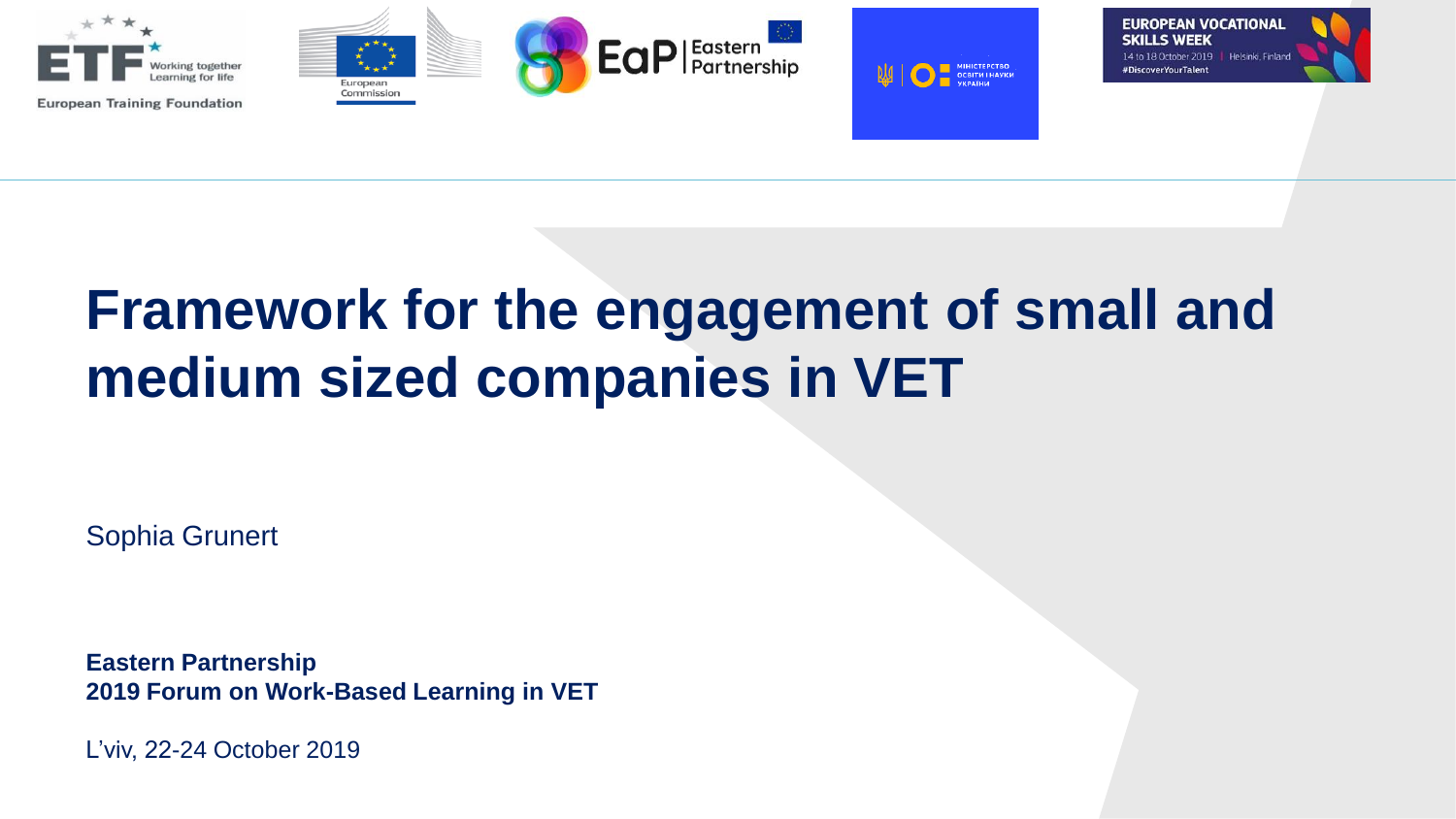# Framework for the engagement of small and medium sized companies in VET

Sophia Grunert

**Eastern Partnership**
**2019 Forum on Work-Based Learning in VET**

L'viv, 22-24 October 2019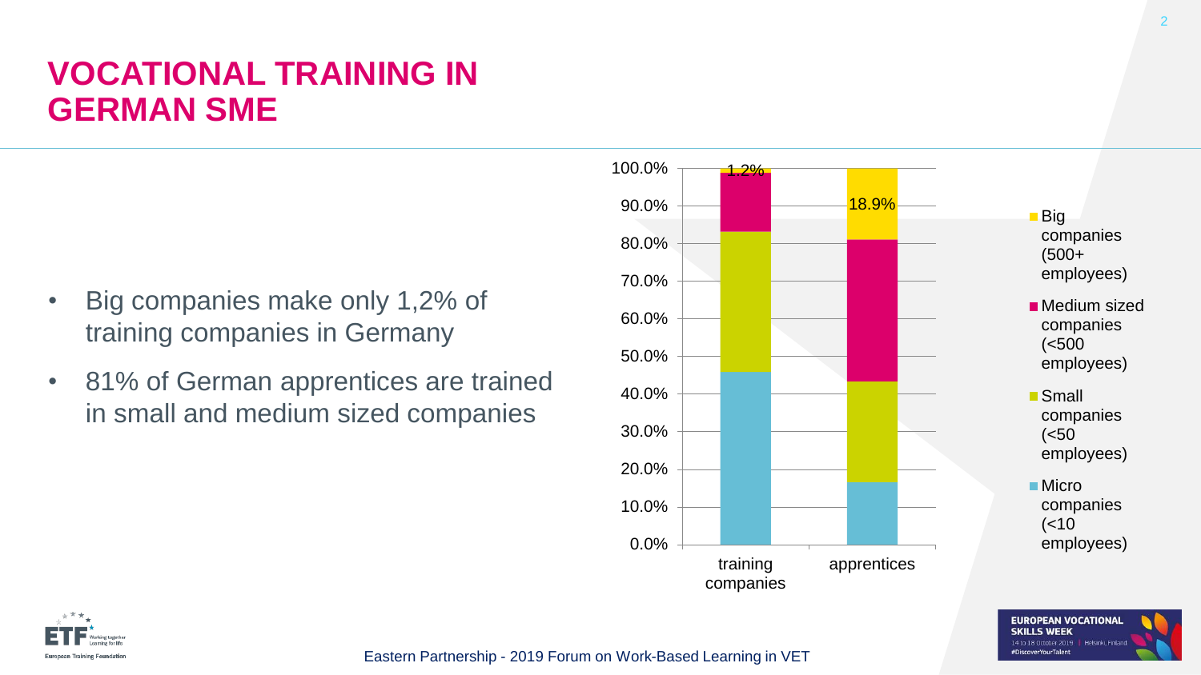# VOCATIONAL TRAINING IN GERMAN SME

- Big companies make only 1,2% of training companies in Germany
- 81% of German apprentices are trained in small and medium sized companies

| | training companies | apprentices |
|---|---|---|
| Big companies (500+ employees) | 1.2% | 18.9% |
| Medium sized companies (<500 employees) | | |
| Small companies (<50 employees) | | |
| Micro companies (<10 employees) | | |

Eastern Partnership - 2019 Forum on Work-Based Learning in VET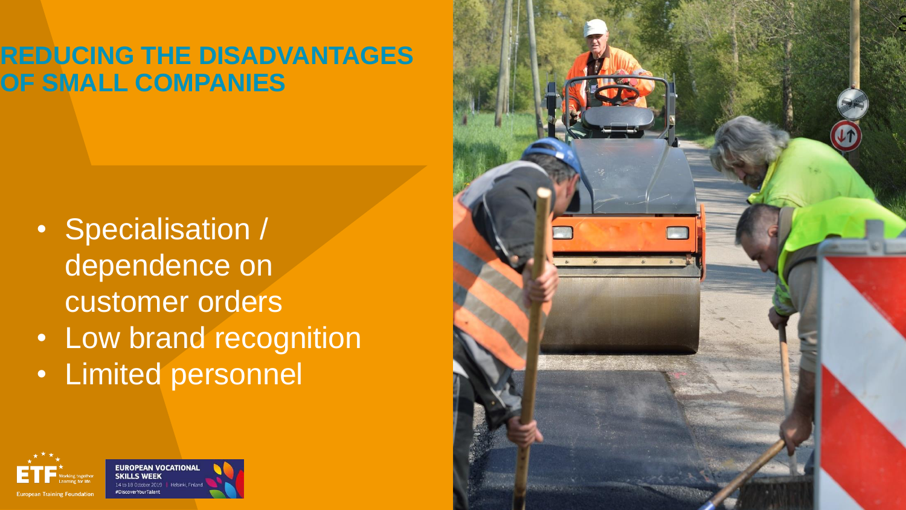# REDUCING THE DISADVANTAGES OF SMALL COMPANIES

- Specialisation / dependence on customer orders
- Low brand recognition
- Limited personnel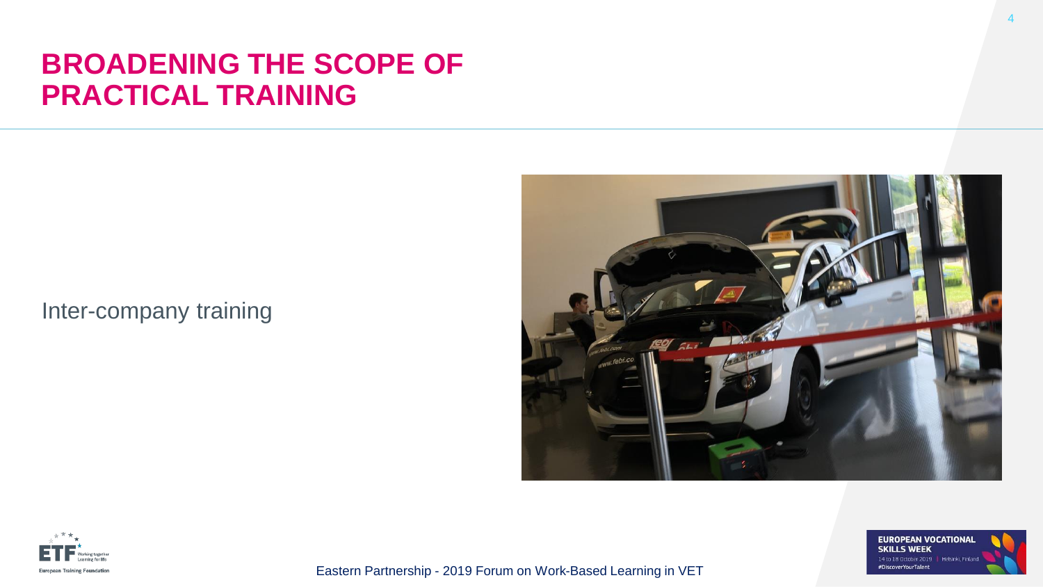# BROADENING THE SCOPE OF PRACTICAL TRAINING

Inter-company training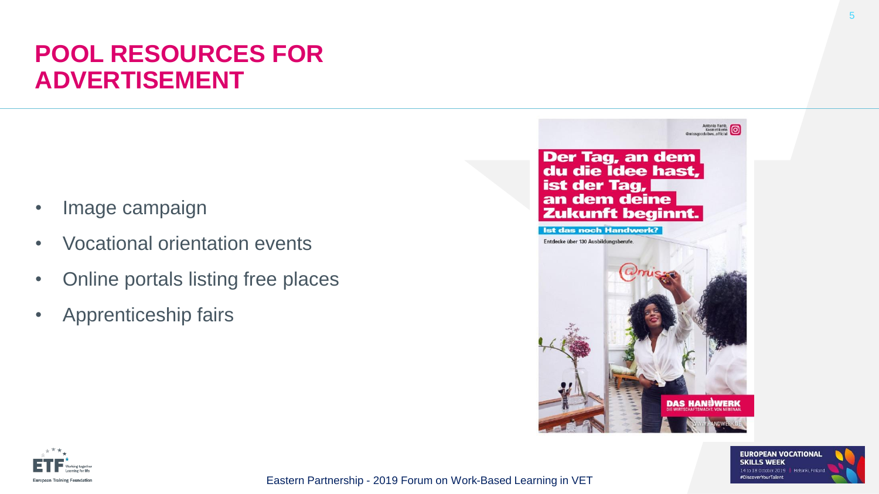# POOL RESOURCES FOR ADVERTISEMENT

- Image campaign
- Vocational orientation events
- Online portals listing free places
- Apprenticeship fairs

Antonia Ramb, Kosmetikerin @missgoodvibes_official

Der Tag, an dem du die Idee hast, ist der Tag, an dem deine Zukunft beginnt.

Ist das noch Handwerk?

Entdecke über 130 Ausbildungsberufe.

DAS HANDWERK
DIE WIRTSCHAFTSMACHT. VON NEBENAN.

WWW.HANDWERK.DE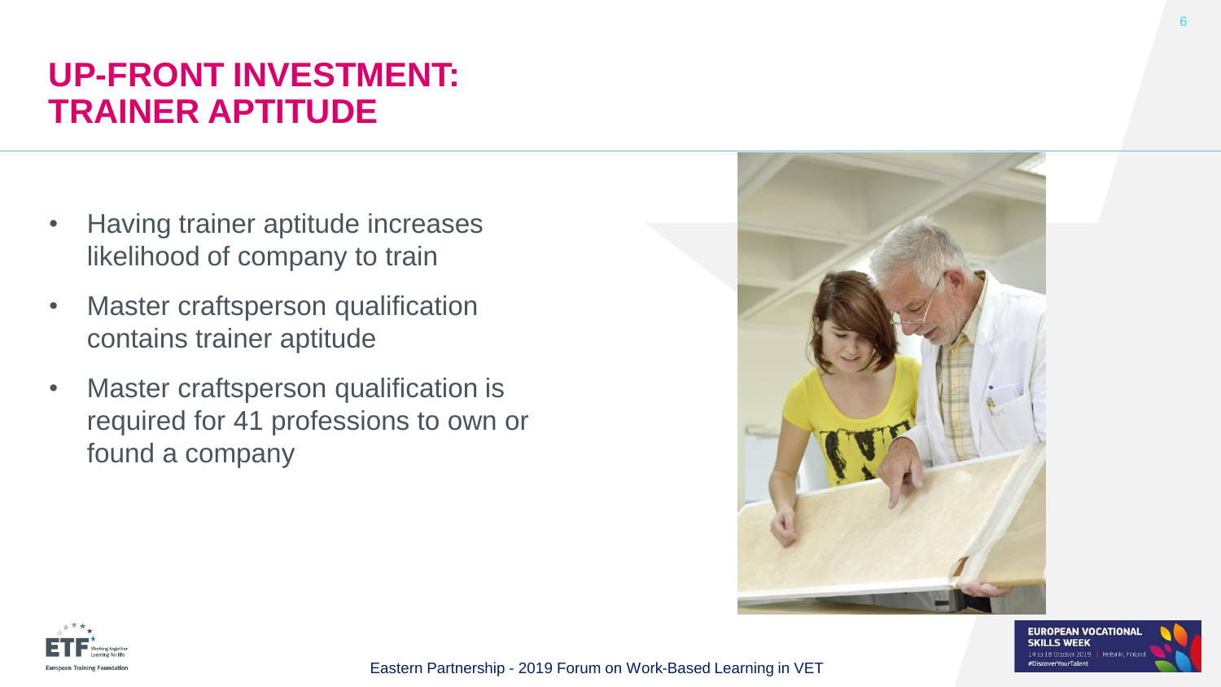# UP-FRONT INVESTMENT: TRAINER APTITUDE

- Having trainer aptitude increases likelihood of company to train
- Master craftsperson qualification contains trainer aptitude
- Master craftsperson qualification is required for 41 professions to own or found a company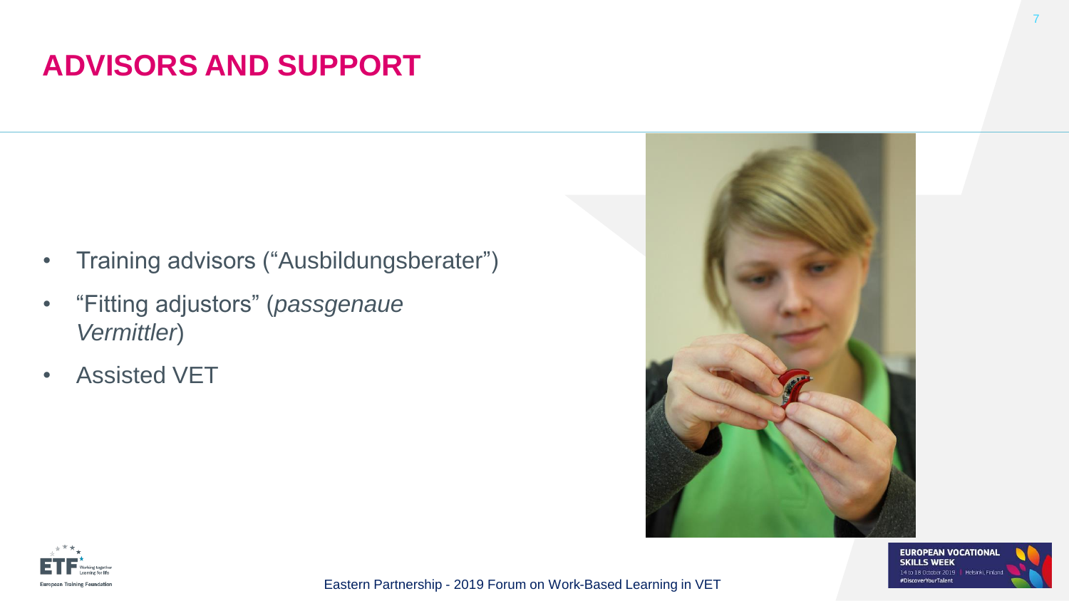# ADVISORS AND SUPPORT

- Training advisors (“Ausbildungsberater”)
- “Fitting adjustors” (*passgenaue Vermittler*)
- Assisted VET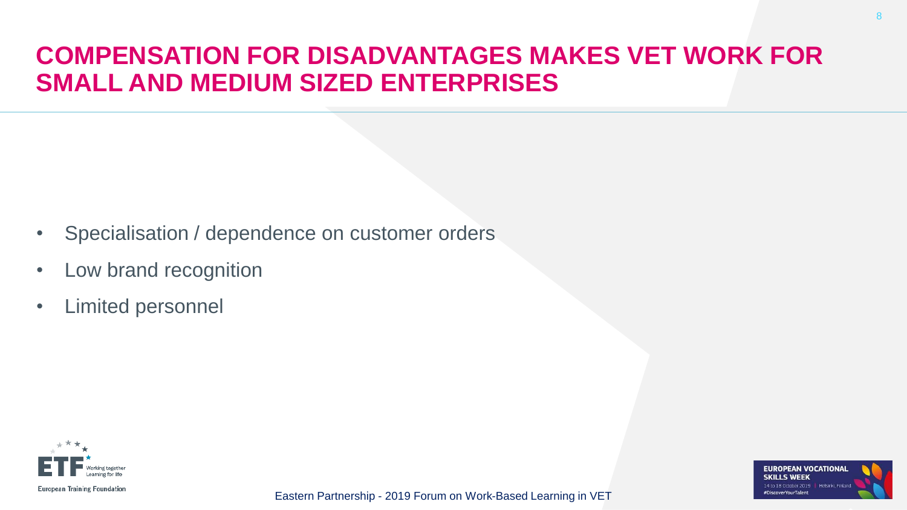# COMPENSATION FOR DISADVANTAGES MAKES VET WORK FOR SMALL AND MEDIUM SIZED ENTERPRISES

- Specialisation / dependence on customer orders
- Low brand recognition
- Limited personnel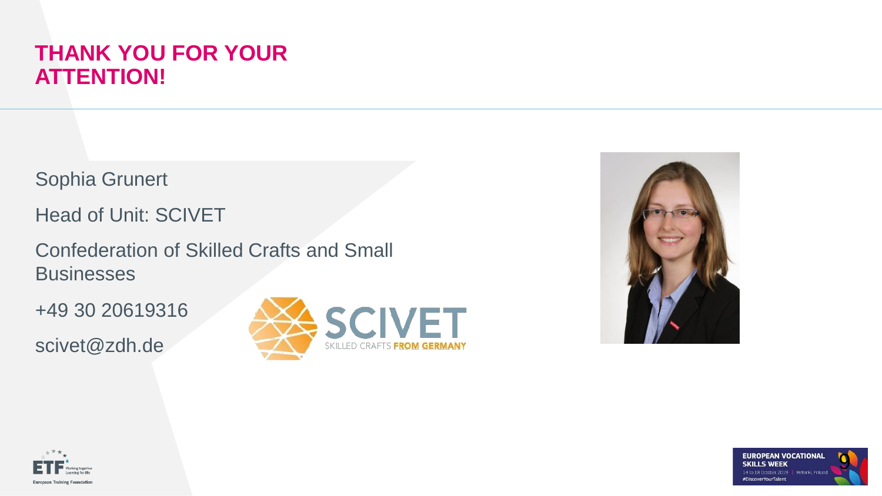# THANK YOU FOR YOUR ATTENTION!

Sophia Grunert

Head of Unit: SCIVET

Confederation of Skilled Crafts and Small Businesses

+49 30 20619316

scivet@zdh.de